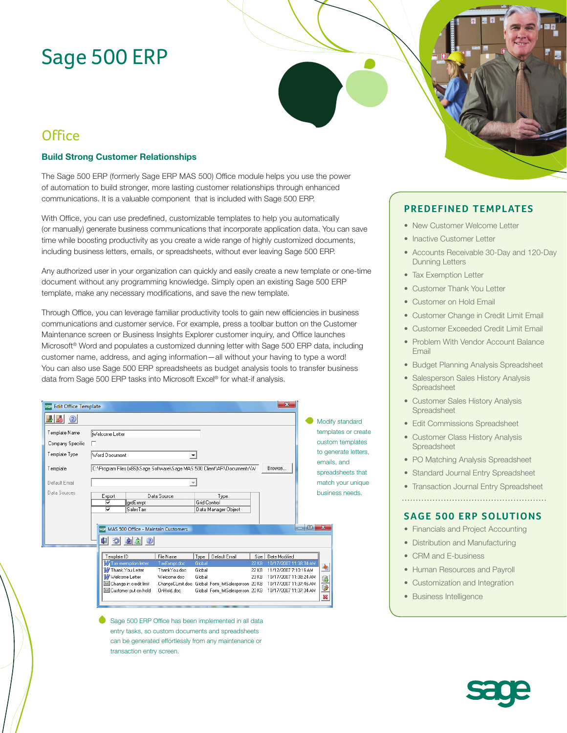# Sage 500 ERP

## Office

### Build Strong Customer Relationships

The Sage 500 ERP (formerly Sage ERP MAS 500) Office module helps you use the power of automation to build stronger, more lasting customer relationships through enhanced communications. It is a valuable component that is included with Sage 500 ERP.

With Office, you can use predefined, customizable templates to help you automatically (or manually) generate business communications that incorporate application data. You can save time while boosting productivity as you create a wide range of highly customized documents, including business letters, emails, or spreadsheets, without ever leaving Sage 500 ERP.

Any authorized user in your organization can quickly and easily create a new template or one-time document without any programming knowledge. Simply open an existing Sage 500 ERP template, make any necessary modifications, and save the new template.

Through Office, you can leverage familiar productivity tools to gain new efficiencies in business communications and customer service. For example, press a toolbar button on the Customer Maintenance screen or Business Insights Explorer customer inquiry, and Office launches Microsoft® Word and populates a customized dunning letter with Sage 500 ERP data, including customer name, address, and aging information—all without your having to type a word! You can also use Sage 500 ERP spreadsheets as budget analysis tools to transfer business data from Sage 500 ERP tasks into Microsoft Excel® for what-if analysis.

Modify standard templates or create custom templates to generate letters, emails, and spreadsheets that match your unique business needs.

Sage 500 ERP Office has been implemented in all data entry tasks, so custom documents and spreadsheets can be generated effortlessly from any maintenance or transaction entry screen.

## PREDEFINED TEMPLATES

- New Customer Welcome Letter
- Inactive Customer Letter
- Accounts Receivable 30-Day and 120-Day Dunning Letters
- Tax Exemption Letter
- Customer Thank You Letter
- Customer on Hold Email
- Customer Change in Credit Limit Email
- Customer Exceeded Credit Limit Email
- Problem With Vendor Account Balance Email
- Budget Planning Analysis Spreadsheet
- Salesperson Sales History Analysis Spreadsheet
- Customer Sales History Analysis Spreadsheet
- Edit Commissions Spreadsheet
- Customer Class History Analysis Spreadsheet
- PO Matching Analysis Spreadsheet
- Standard Journal Entry Spreadsheet
- Transaction Journal Entry Spreadsheet

## SAGE 500 ERP SOLUTIONS

- Financials and Project Accounting
- Distribution and Manufacturing
- CRM and E-business
- Human Resources and Payroll
- Customization and Integration
- Business Intelligence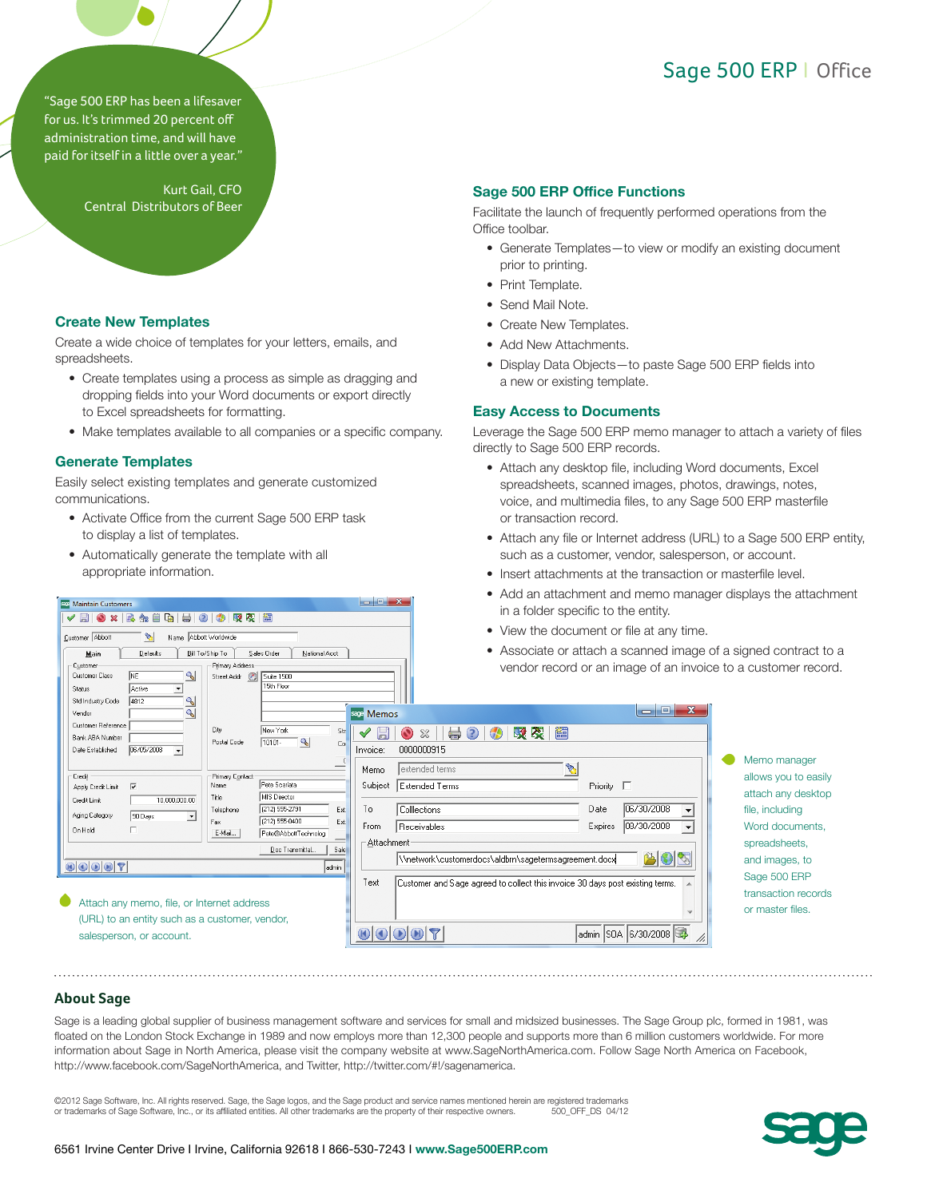# Sage 500 ERP | Office

"Sage 500 ERP has been a lifesaver for us. It's trimmed 20 percent off administration time, and will have paid for itself in a little over a year."

Kurt Gail, CFO
Central Distributors of Beer

## Create New Templates

Create a wide choice of templates for your letters, emails, and spreadsheets.

- Create templates using a process as simple as dragging and dropping fields into your Word documents or export directly to Excel spreadsheets for formatting.
- Make templates available to all companies or a specific company.

## Generate Templates

Easily select existing templates and generate customized communications.

- Activate Office from the current Sage 500 ERP task to display a list of templates.
- Automatically generate the template with all appropriate information.

Attach any memo, file, or Internet address (URL) to an entity such as a customer, vendor, salesperson, or account.

## Sage 500 ERP Office Functions

Facilitate the launch of frequently performed operations from the Office toolbar.

- Generate Templates—to view or modify an existing document prior to printing.
- Print Template.
- Send Mail Note.
- Create New Templates.
- Add New Attachments.
- Display Data Objects—to paste Sage 500 ERP fields into a new or existing template.

## Easy Access to Documents

Leverage the Sage 500 ERP memo manager to attach a variety of files directly to Sage 500 ERP records.

- Attach any desktop file, including Word documents, Excel spreadsheets, scanned images, photos, drawings, notes, voice, and multimedia files, to any Sage 500 ERP masterfile or transaction record.
- Attach any file or Internet address (URL) to a Sage 500 ERP entity, such as a customer, vendor, salesperson, or account.
- Insert attachments at the transaction or masterfile level.
- Add an attachment and memo manager displays the attachment in a folder specific to the entity.
- View the document or file at any time.
- Associate or attach a scanned image of a signed contract to a vendor record or an image of an invoice to a customer record.

Memo manager allows you to easily attach any desktop file, including Word documents, spreadsheets, and images, to Sage 500 ERP transaction records or master files.

## About Sage

Sage is a leading global supplier of business management software and services for small and midsized businesses. The Sage Group plc, formed in 1981, was floated on the London Stock Exchange in 1989 and now employs more than 12,300 people and supports more than 6 million customers worldwide. For more information about Sage in North America, please visit the company website at www.SageNorthAmerica.com. Follow Sage North America on Facebook, http://www.facebook.com/SageNorthAmerica, and Twitter, http://twitter.com/#!/sagenamerica.

©2012 Sage Software, Inc. All rights reserved. Sage, the Sage logos, and the Sage product and service names mentioned herein are registered trademarks or trademarks of Sage Software, Inc., or its affiliated entities. All other trademarks are the property of their respective owners. 500_OFF_DS 04/12

6561 Irvine Center Drive I Irvine, California 92618 I 866-530-7243 I **www.Sage500ERP.com**